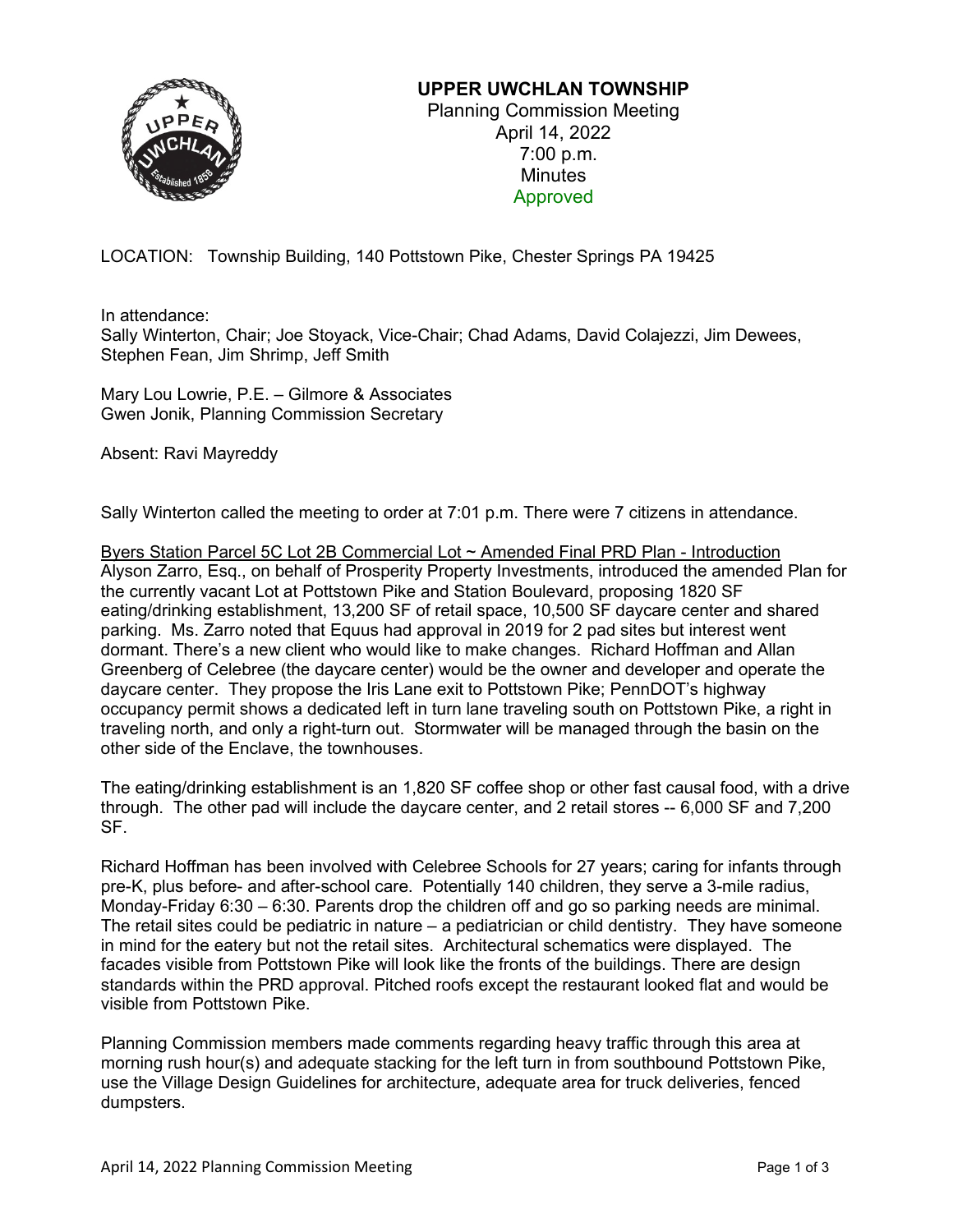# UPPER UWCHLAN TOWNSHIP

Planning Commission Meeting
April 14, 2022
7:00 p.m.
Minutes
Approved

LOCATION: Township Building, 140 Pottstown Pike, Chester Springs PA 19425

In attendance:
Sally Winterton, Chair; Joe Stoyack, Vice-Chair; Chad Adams, David Colajezzi, Jim Dewees, Stephen Fean, Jim Shrimp, Jeff Smith

Mary Lou Lowrie, P.E. – Gilmore & Associates
Gwen Jonik, Planning Commission Secretary

Absent: Ravi Mayreddy

Sally Winterton called the meeting to order at 7:01 p.m. There were 7 citizens in attendance.

Byers Station Parcel 5C Lot 2B Commercial Lot ~ Amended Final PRD Plan - Introduction
Alyson Zarro, Esq., on behalf of Prosperity Property Investments, introduced the amended Plan for the currently vacant Lot at Pottstown Pike and Station Boulevard, proposing 1820 SF eating/drinking establishment, 13,200 SF of retail space, 10,500 SF daycare center and shared parking. Ms. Zarro noted that Equus had approval in 2019 for 2 pad sites but interest went dormant. There's a new client who would like to make changes. Richard Hoffman and Allan Greenberg of Celebree (the daycare center) would be the owner and developer and operate the daycare center. They propose the Iris Lane exit to Pottstown Pike; PennDOT's highway occupancy permit shows a dedicated left in turn lane traveling south on Pottstown Pike, a right in traveling north, and only a right-turn out. Stormwater will be managed through the basin on the other side of the Enclave, the townhouses.

The eating/drinking establishment is an 1,820 SF coffee shop or other fast causal food, with a drive through. The other pad will include the daycare center, and 2 retail stores -- 6,000 SF and 7,200 SF.

Richard Hoffman has been involved with Celebree Schools for 27 years; caring for infants through pre-K, plus before- and after-school care. Potentially 140 children, they serve a 3-mile radius, Monday-Friday 6:30 – 6:30. Parents drop the children off and go so parking needs are minimal. The retail sites could be pediatric in nature – a pediatrician or child dentistry. They have someone in mind for the eatery but not the retail sites. Architectural schematics were displayed. The facades visible from Pottstown Pike will look like the fronts of the buildings. There are design standards within the PRD approval. Pitched roofs except the restaurant looked flat and would be visible from Pottstown Pike.

Planning Commission members made comments regarding heavy traffic through this area at morning rush hour(s) and adequate stacking for the left turn in from southbound Pottstown Pike, use the Village Design Guidelines for architecture, adequate area for truck deliveries, fenced dumpsters.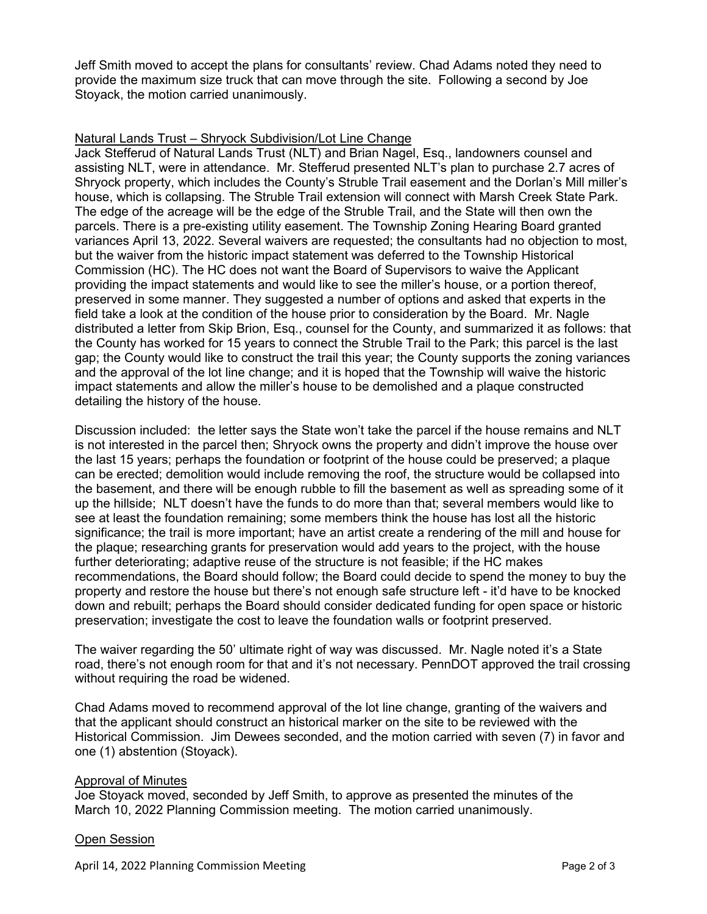Jeff Smith moved to accept the plans for consultants' review. Chad Adams noted they need to provide the maximum size truck that can move through the site. Following a second by Joe Stoyack, the motion carried unanimously.

Natural Lands Trust – Shryock Subdivision/Lot Line Change

Jack Stefferud of Natural Lands Trust (NLT) and Brian Nagel, Esq., landowners counsel and assisting NLT, were in attendance. Mr. Stefferud presented NLT's plan to purchase 2.7 acres of Shryock property, which includes the County's Struble Trail easement and the Dorlan's Mill miller's house, which is collapsing. The Struble Trail extension will connect with Marsh Creek State Park. The edge of the acreage will be the edge of the Struble Trail, and the State will then own the parcels. There is a pre-existing utility easement. The Township Zoning Hearing Board granted variances April 13, 2022. Several waivers are requested; the consultants had no objection to most, but the waiver from the historic impact statement was deferred to the Township Historical Commission (HC). The HC does not want the Board of Supervisors to waive the Applicant providing the impact statements and would like to see the miller's house, or a portion thereof, preserved in some manner. They suggested a number of options and asked that experts in the field take a look at the condition of the house prior to consideration by the Board. Mr. Nagle distributed a letter from Skip Brion, Esq., counsel for the County, and summarized it as follows: that the County has worked for 15 years to connect the Struble Trail to the Park; this parcel is the last gap; the County would like to construct the trail this year; the County supports the zoning variances and the approval of the lot line change; and it is hoped that the Township will waive the historic impact statements and allow the miller's house to be demolished and a plaque constructed detailing the history of the house.

Discussion included: the letter says the State won't take the parcel if the house remains and NLT is not interested in the parcel then; Shryock owns the property and didn't improve the house over the last 15 years; perhaps the foundation or footprint of the house could be preserved; a plaque can be erected; demolition would include removing the roof, the structure would be collapsed into the basement, and there will be enough rubble to fill the basement as well as spreading some of it up the hillside; NLT doesn't have the funds to do more than that; several members would like to see at least the foundation remaining; some members think the house has lost all the historic significance; the trail is more important; have an artist create a rendering of the mill and house for the plaque; researching grants for preservation would add years to the project, with the house further deteriorating; adaptive reuse of the structure is not feasible; if the HC makes recommendations, the Board should follow; the Board could decide to spend the money to buy the property and restore the house but there's not enough safe structure left - it'd have to be knocked down and rebuilt; perhaps the Board should consider dedicated funding for open space or historic preservation; investigate the cost to leave the foundation walls or footprint preserved.

The waiver regarding the 50' ultimate right of way was discussed. Mr. Nagle noted it's a State road, there's not enough room for that and it's not necessary. PennDOT approved the trail crossing without requiring the road be widened.

Chad Adams moved to recommend approval of the lot line change, granting of the waivers and that the applicant should construct an historical marker on the site to be reviewed with the Historical Commission. Jim Dewees seconded, and the motion carried with seven (7) in favor and one (1) abstention (Stoyack).

Approval of Minutes

Joe Stoyack moved, seconded by Jeff Smith, to approve as presented the minutes of the March 10, 2022 Planning Commission meeting. The motion carried unanimously.

Open Session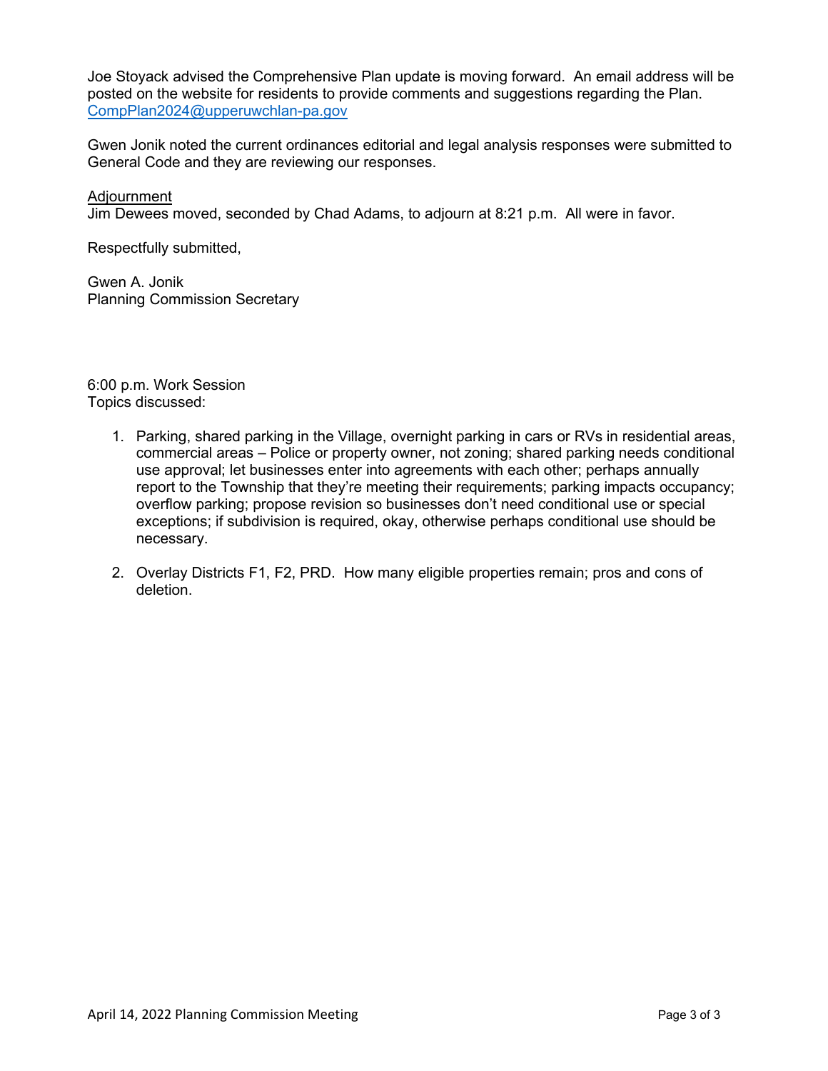Joe Stoyack advised the Comprehensive Plan update is moving forward. An email address will be posted on the website for residents to provide comments and suggestions regarding the Plan. CompPlan2024@upperuwchlan-pa.gov

Gwen Jonik noted the current ordinances editorial and legal analysis responses were submitted to General Code and they are reviewing our responses.

<u>Adjournment</u>
Jim Dewees moved, seconded by Chad Adams, to adjourn at 8:21 p.m. All were in favor.

Respectfully submitted,

Gwen A. Jonik
Planning Commission Secretary

6:00 p.m. Work Session
Topics discussed:

1. Parking, shared parking in the Village, overnight parking in cars or RVs in residential areas, commercial areas – Police or property owner, not zoning; shared parking needs conditional use approval; let businesses enter into agreements with each other; perhaps annually report to the Township that they're meeting their requirements; parking impacts occupancy; overflow parking; propose revision so businesses don't need conditional use or special exceptions; if subdivision is required, okay, otherwise perhaps conditional use should be necessary.

2. Overlay Districts F1, F2, PRD. How many eligible properties remain; pros and cons of deletion.